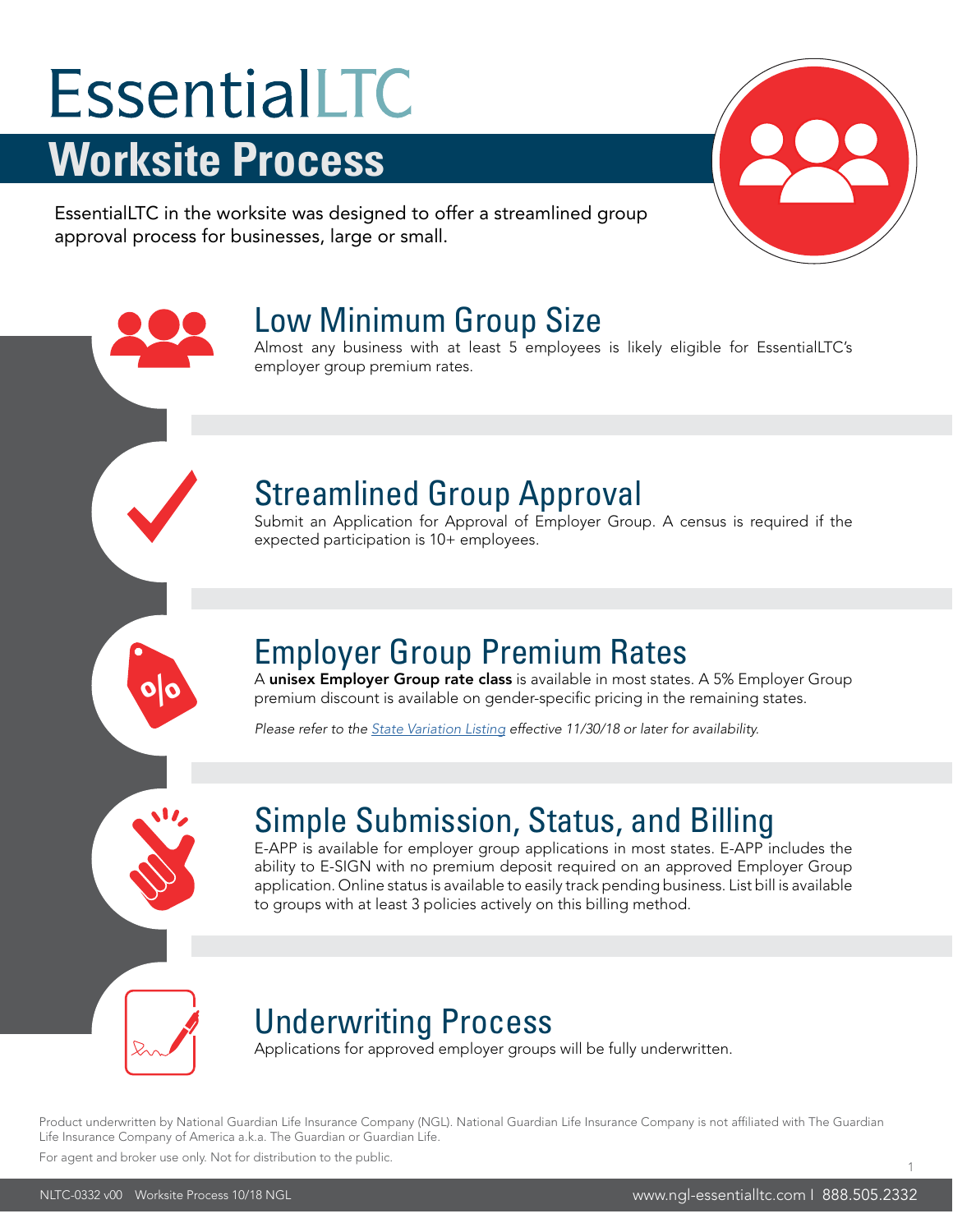# EssentialLTC

## Worksite Process

EssentialLTC in the worksite was designed to offer a streamlined group approval process for businesses, large or small.

### Low Minimum Group Size

Almost any business with at least 5 employees is likely eligible for EssentialLTC's employer group premium rates.

### Streamlined Group Approval

Submit an Application for Approval of Employer Group. A census is required if the expected participation is 10+ employees.

### Employer Group Premium Rates

A **unisex Employer Group rate class** is available in most states. A 5% Employer Group premium discount is available on gender-specific pricing in the remaining states.

*Please refer to the State Variation Listing effective 11/30/18 or later for availability.*

### Simple Submission, Status, and Billing

E-APP is available for employer group applications in most states. E-APP includes the ability to E-SIGN with no premium deposit required on an approved Employer Group application. Online status is available to easily track pending business. List bill is available to groups with at least 3 policies actively on this billing method.

### Underwriting Process

Applications for approved employer groups will be fully underwritten.

Product underwritten by National Guardian Life Insurance Company (NGL). National Guardian Life Insurance Company is not affiliated with The Guardian Life Insurance Company of America a.k.a. The Guardian or Guardian Life.

For agent and broker use only. Not for distribution to the public.

NLTC-0332 v00 Worksite Process 10/18 NGL

www.ngl-essentialltc.com | 888.505.2332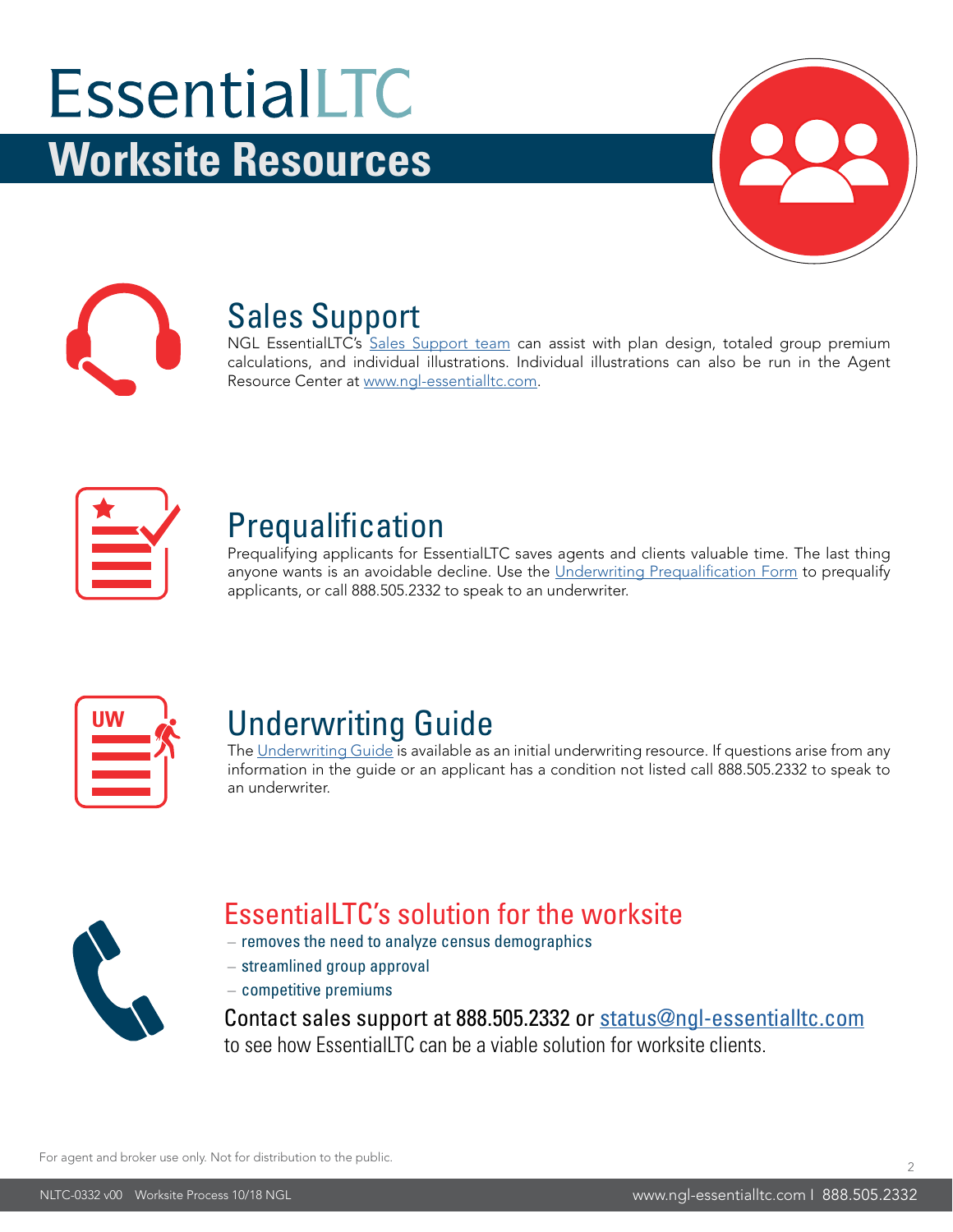# EssentialLTC

## Worksite Resources

### Sales Support

NGL EssentialLTC's Sales Support team can assist with plan design, totaled group premium calculations, and individual illustrations. Individual illustrations can also be run in the Agent Resource Center at www.ngl-essentialltc.com.

### Prequalification

Prequalifying applicants for EssentialLTC saves agents and clients valuable time. The last thing anyone wants is an avoidable decline. Use the Underwriting Prequalification Form to prequalify applicants, or call 888.505.2332 to speak to an underwriter.

### Underwriting Guide

The Underwriting Guide is available as an initial underwriting resource. If questions arise from any information in the guide or an applicant has a condition not listed call 888.505.2332 to speak to an underwriter.

### EssentialLTC's solution for the worksite

- removes the need to analyze census demographics
- streamlined group approval
- competitive premiums

Contact sales support at 888.505.2332 or status@ngl-essentialltc.com to see how EssentialLTC can be a viable solution for worksite clients.

For agent and broker use only. Not for distribution to the public.

NLTC-0332 v00 Worksite Process 10/18 NGL